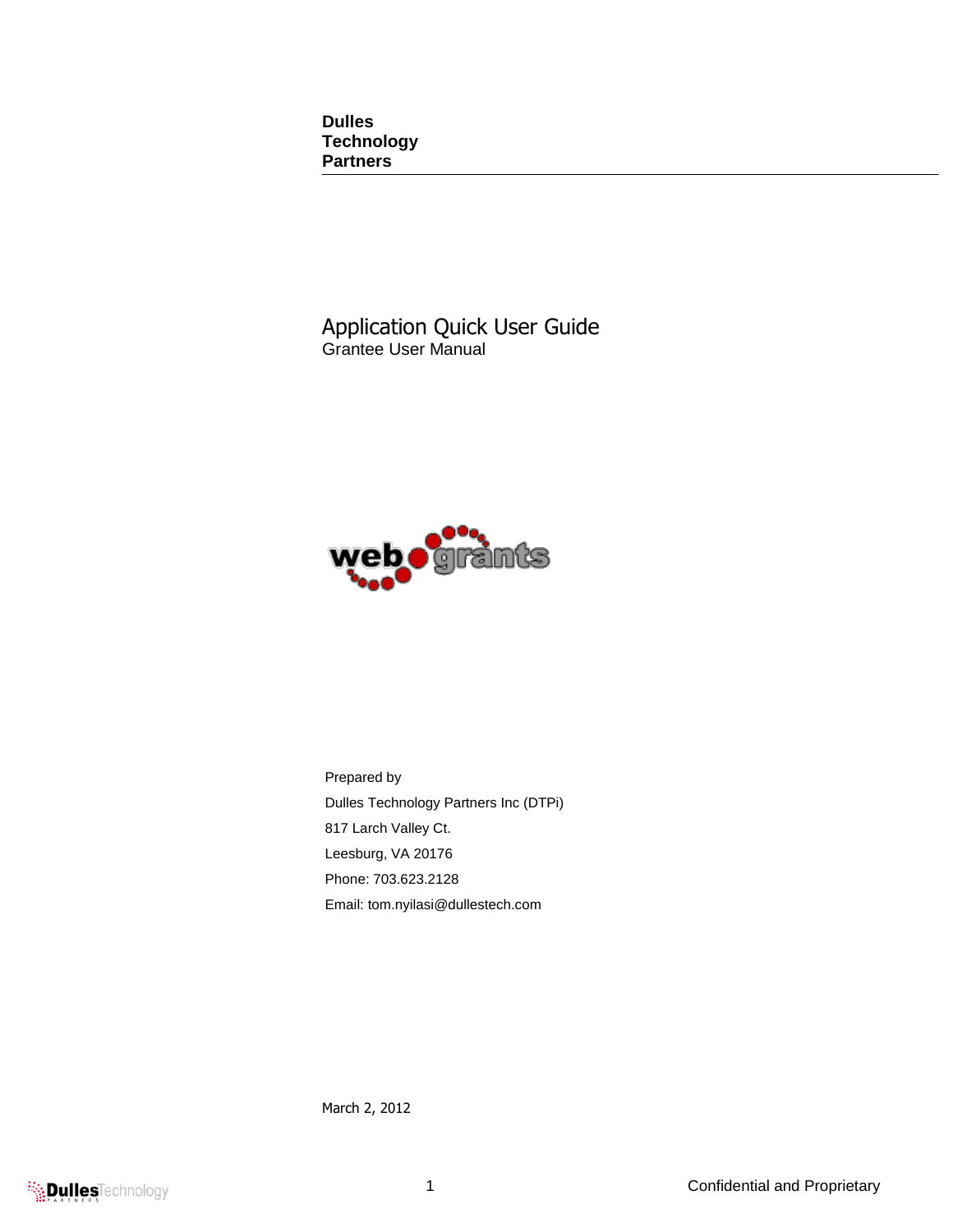**Dulles Technology Partners**

# Application Quick User Guide

Grantee User Manual

Prepared by

Dulles Technology Partners Inc (DTPi)

817 Larch Valley Ct.

Leesburg, VA 20176

Phone: 703.623.2128

Email: tom.nyilasi@dullestech.com

March 2, 2012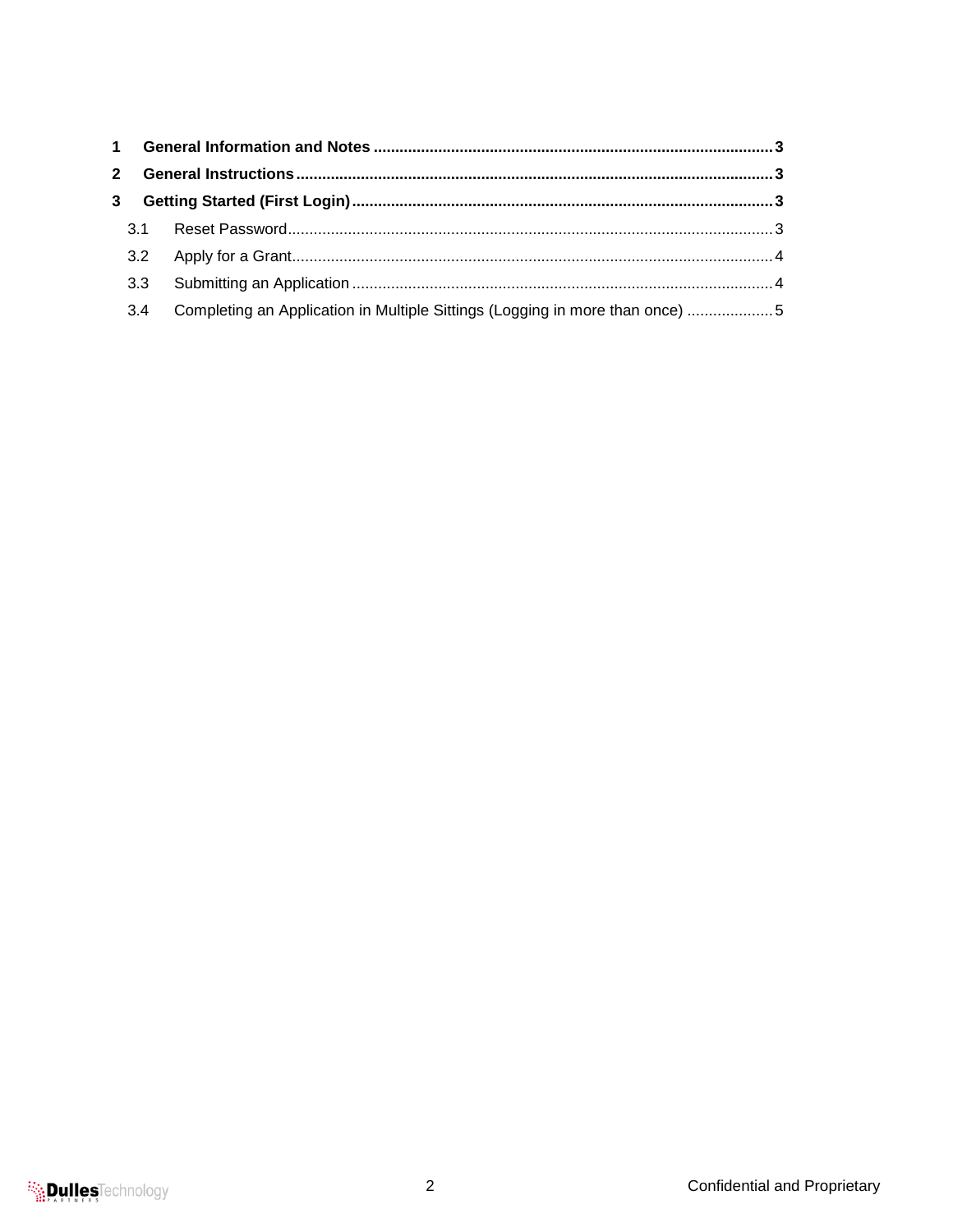**1 General Information and Notes** ........ **3**

**2 General Instructions** ........ **3**

**3 Getting Started (First Login)** ........ **3**

3.1 Reset Password ........ 3

3.2 Apply for a Grant ........ 4

3.3 Submitting an Application ........ 4

3.4 Completing an Application in Multiple Sittings (Logging in more than once) ........ 5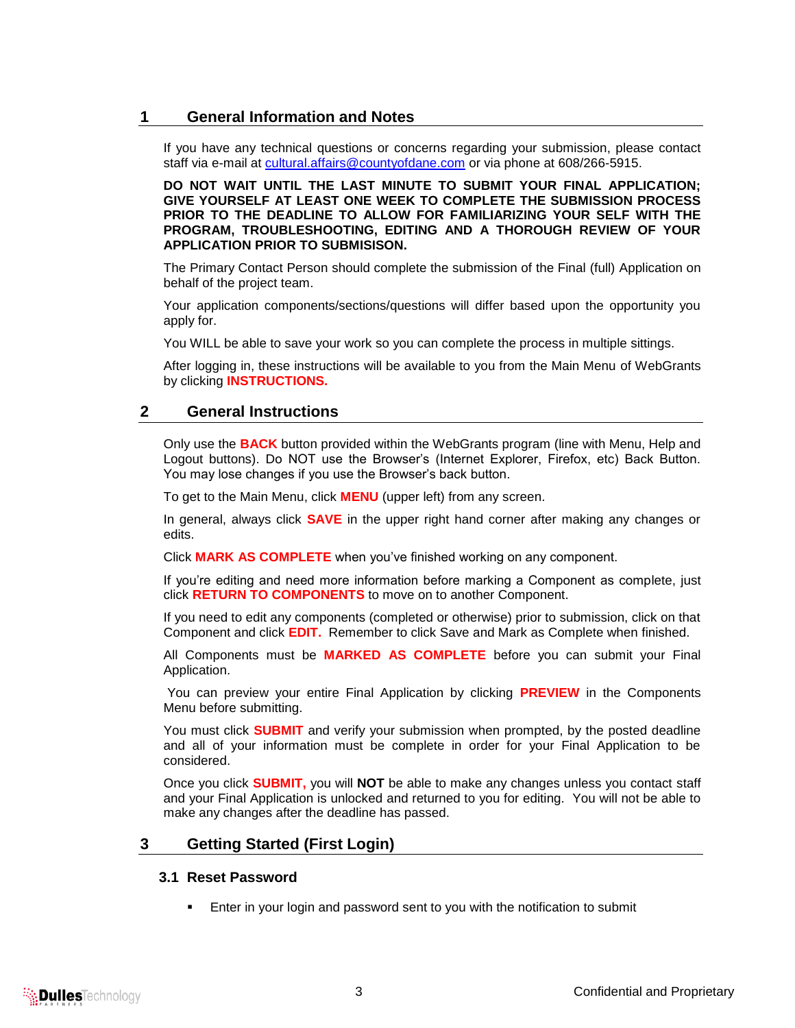## 1 General Information and Notes

If you have any technical questions or concerns regarding your submission, please contact staff via e-mail at cultural.affairs@countyofdane.com or via phone at 608/266-5915.

**DO NOT WAIT UNTIL THE LAST MINUTE TO SUBMIT YOUR FINAL APPLICATION; GIVE YOURSELF AT LEAST ONE WEEK TO COMPLETE THE SUBMISSION PROCESS PRIOR TO THE DEADLINE TO ALLOW FOR FAMILIARIZING YOUR SELF WITH THE PROGRAM, TROUBLESHOOTING, EDITING AND A THOROUGH REVIEW OF YOUR APPLICATION PRIOR TO SUBMISISON.**

The Primary Contact Person should complete the submission of the Final (full) Application on behalf of the project team.

Your application components/sections/questions will differ based upon the opportunity you apply for.

You WILL be able to save your work so you can complete the process in multiple sittings.

After logging in, these instructions will be available to you from the Main Menu of WebGrants by clicking **INSTRUCTIONS.**

## 2 General Instructions

Only use the **BACK** button provided within the WebGrants program (line with Menu, Help and Logout buttons). Do NOT use the Browser's (Internet Explorer, Firefox, etc) Back Button. You may lose changes if you use the Browser's back button.

To get to the Main Menu, click **MENU** (upper left) from any screen.

In general, always click **SAVE** in the upper right hand corner after making any changes or edits.

Click **MARK AS COMPLETE** when you've finished working on any component.

If you're editing and need more information before marking a Component as complete, just click **RETURN TO COMPONENTS** to move on to another Component.

If you need to edit any components (completed or otherwise) prior to submission, click on that Component and click **EDIT.** Remember to click Save and Mark as Complete when finished.

All Components must be **MARKED AS COMPLETE** before you can submit your Final Application.

You can preview your entire Final Application by clicking **PREVIEW** in the Components Menu before submitting.

You must click **SUBMIT** and verify your submission when prompted, by the posted deadline and all of your information must be complete in order for your Final Application to be considered.

Once you click **SUBMIT,** you will **NOT** be able to make any changes unless you contact staff and your Final Application is unlocked and returned to you for editing. You will not be able to make any changes after the deadline has passed.

## 3 Getting Started (First Login)

### 3.1 Reset Password

- Enter in your login and password sent to you with the notification to submit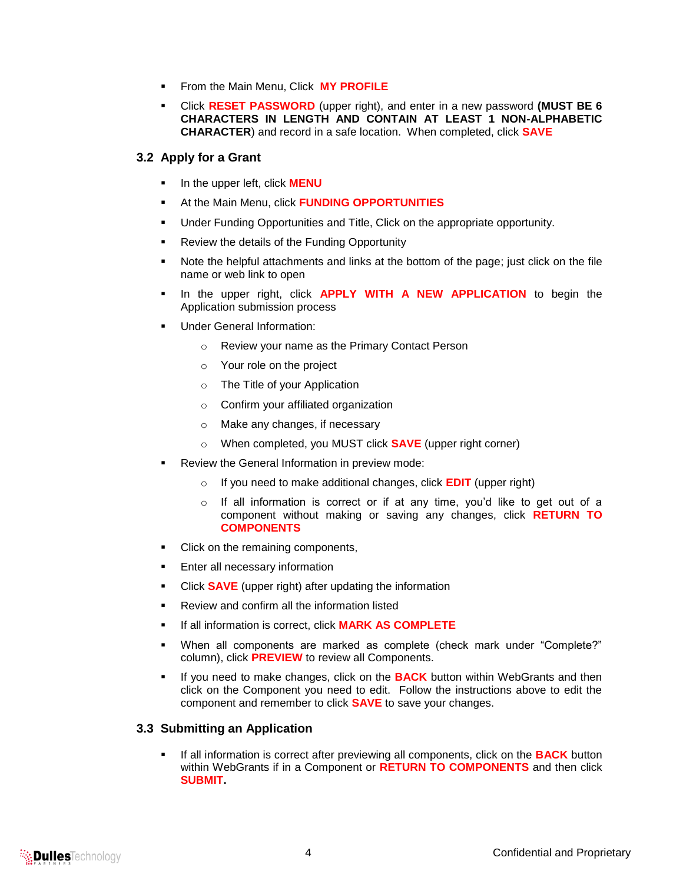- From the Main Menu, Click **MY PROFILE**
- Click **RESET PASSWORD** (upper right), and enter in a new password **(MUST BE 6 CHARACTERS IN LENGTH AND CONTAIN AT LEAST 1 NON-ALPHABETIC CHARACTER**) and record in a safe location. When completed, click **SAVE**

## 3.2 Apply for a Grant

- In the upper left, click **MENU**
- At the Main Menu, click **FUNDING OPPORTUNITIES**
- Under Funding Opportunities and Title, Click on the appropriate opportunity.
- Review the details of the Funding Opportunity
- Note the helpful attachments and links at the bottom of the page; just click on the file name or web link to open
- In the upper right, click **APPLY WITH A NEW APPLICATION** to begin the Application submission process
- Under General Information:
  - Review your name as the Primary Contact Person
  - Your role on the project
  - The Title of your Application
  - Confirm your affiliated organization
  - Make any changes, if necessary
  - When completed, you MUST click **SAVE** (upper right corner)
- Review the General Information in preview mode:
  - If you need to make additional changes, click **EDIT** (upper right)
  - If all information is correct or if at any time, you'd like to get out of a component without making or saving any changes, click **RETURN TO COMPONENTS**
- Click on the remaining components,
- Enter all necessary information
- Click **SAVE** (upper right) after updating the information
- Review and confirm all the information listed
- If all information is correct, click **MARK AS COMPLETE**
- When all components are marked as complete (check mark under "Complete?" column), click **PREVIEW** to review all Components.
- If you need to make changes, click on the **BACK** button within WebGrants and then click on the Component you need to edit. Follow the instructions above to edit the component and remember to click **SAVE** to save your changes.

## 3.3 Submitting an Application

- If all information is correct after previewing all components, click on the **BACK** button within WebGrants if in a Component or **RETURN TO COMPONENTS** and then click **SUBMIT.**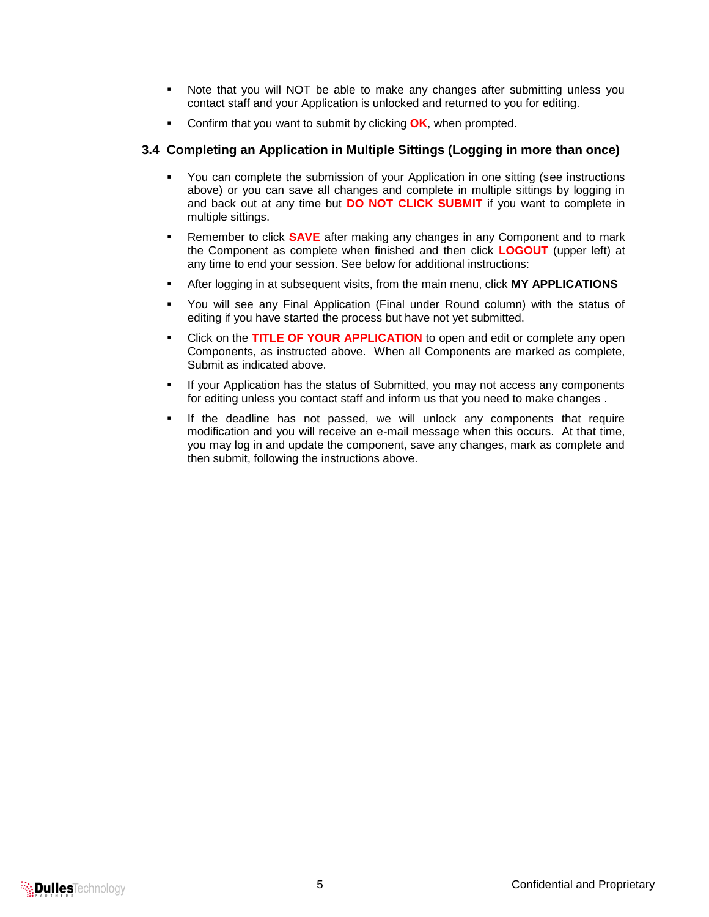- Note that you will NOT be able to make any changes after submitting unless you contact staff and your Application is unlocked and returned to you for editing.
- Confirm that you want to submit by clicking **OK**, when prompted.

### 3.4 Completing an Application in Multiple Sittings (Logging in more than once)

- You can complete the submission of your Application in one sitting (see instructions above) or you can save all changes and complete in multiple sittings by logging in and back out at any time but **DO NOT CLICK SUBMIT** if you want to complete in multiple sittings.
- Remember to click **SAVE** after making any changes in any Component and to mark the Component as complete when finished and then click **LOGOUT** (upper left) at any time to end your session. See below for additional instructions:
- After logging in at subsequent visits, from the main menu, click **MY APPLICATIONS**
- You will see any Final Application (Final under Round column) with the status of editing if you have started the process but have not yet submitted.
- Click on the **TITLE OF YOUR APPLICATION** to open and edit or complete any open Components, as instructed above. When all Components are marked as complete, Submit as indicated above.
- If your Application has the status of Submitted, you may not access any components for editing unless you contact staff and inform us that you need to make changes .
- If the deadline has not passed, we will unlock any components that require modification and you will receive an e-mail message when this occurs. At that time, you may log in and update the component, save any changes, mark as complete and then submit, following the instructions above.